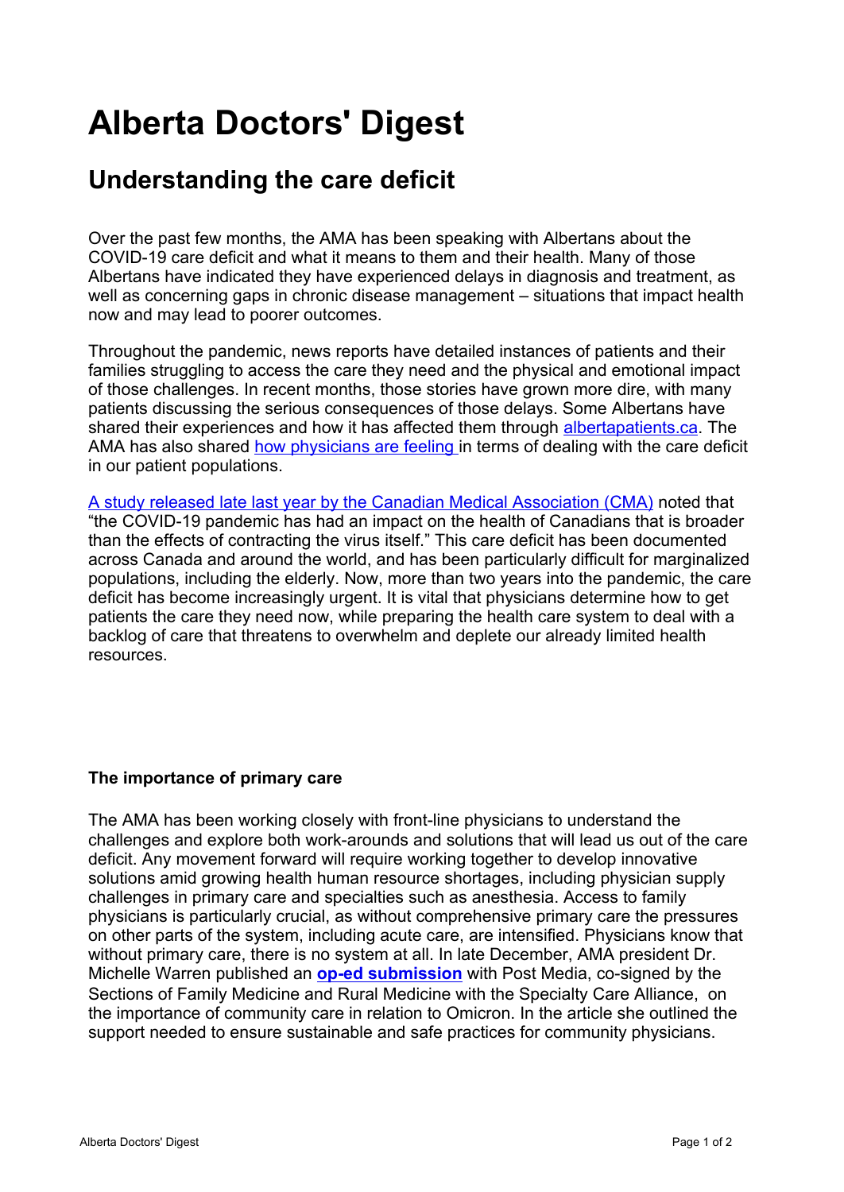# Alberta Doctors' Digest

## Understanding the care deficit

Over the past few months, the AMA has been speaking with Albertans about the COVID-19 care deficit and what it means to them and their health. Many of those Albertans have indicated they have experienced delays in diagnosis and treatment, as well as concerning gaps in chronic disease management – situations that impact health now and may lead to poorer outcomes.

Throughout the pandemic, news reports have detailed instances of patients and their families struggling to access the care they need and the physical and emotional impact of those challenges. In recent months, those stories have grown more dire, with many patients discussing the serious consequences of those delays. Some Albertans have shared their experiences and how it has affected them through albertapatients.ca. The AMA has also shared how physicians are feeling in terms of dealing with the care deficit in our patient populations.

A study released late last year by the Canadian Medical Association (CMA) noted that "the COVID-19 pandemic has had an impact on the health of Canadians that is broader than the effects of contracting the virus itself." This care deficit has been documented across Canada and around the world, and has been particularly difficult for marginalized populations, including the elderly. Now, more than two years into the pandemic, the care deficit has become increasingly urgent. It is vital that physicians determine how to get patients the care they need now, while preparing the health care system to deal with a backlog of care that threatens to overwhelm and deplete our already limited health resources.

### The importance of primary care

The AMA has been working closely with front-line physicians to understand the challenges and explore both work-arounds and solutions that will lead us out of the care deficit. Any movement forward will require working together to develop innovative solutions amid growing health human resource shortages, including physician supply challenges in primary care and specialties such as anesthesia. Access to family physicians is particularly crucial, as without comprehensive primary care the pressures on other parts of the system, including acute care, are intensified. Physicians know that without primary care, there is no system at all. In late December, AMA president Dr. Michelle Warren published an **op-ed submission** with Post Media, co-signed by the Sections of Family Medicine and Rural Medicine with the Specialty Care Alliance, on the importance of community care in relation to Omicron. In the article she outlined the support needed to ensure sustainable and safe practices for community physicians.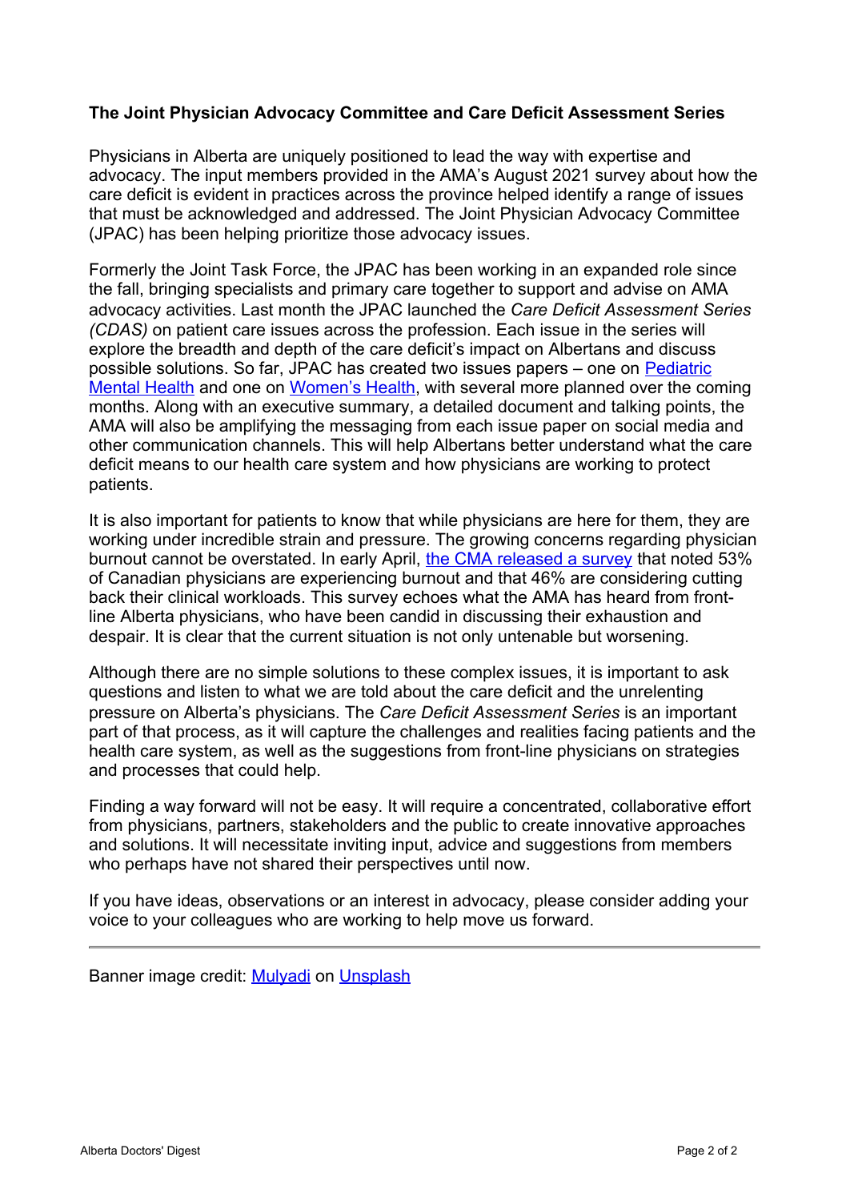**The Joint Physician Advocacy Committee and Care Deficit Assessment Series**

Physicians in Alberta are uniquely positioned to lead the way with expertise and advocacy. The input members provided in the AMA's August 2021 survey about how the care deficit is evident in practices across the province helped identify a range of issues that must be acknowledged and addressed. The Joint Physician Advocacy Committee (JPAC) has been helping prioritize those advocacy issues.

Formerly the Joint Task Force, the JPAC has been working in an expanded role since the fall, bringing specialists and primary care together to support and advise on AMA advocacy activities. Last month the JPAC launched the *Care Deficit Assessment Series (CDAS)* on patient care issues across the profession. Each issue in the series will explore the breadth and depth of the care deficit's impact on Albertans and discuss possible solutions. So far, JPAC has created two issues papers – one on Pediatric Mental Health and one on Women's Health, with several more planned over the coming months. Along with an executive summary, a detailed document and talking points, the AMA will also be amplifying the messaging from each issue paper on social media and other communication channels. This will help Albertans better understand what the care deficit means to our health care system and how physicians are working to protect patients.

It is also important for patients to know that while physicians are here for them, they are working under incredible strain and pressure. The growing concerns regarding physician burnout cannot be overstated. In early April, the CMA released a survey that noted 53% of Canadian physicians are experiencing burnout and that 46% are considering cutting back their clinical workloads. This survey echoes what the AMA has heard from front-line Alberta physicians, who have been candid in discussing their exhaustion and despair. It is clear that the current situation is not only untenable but worsening.

Although there are no simple solutions to these complex issues, it is important to ask questions and listen to what we are told about the care deficit and the unrelenting pressure on Alberta's physicians. The *Care Deficit Assessment Series* is an important part of that process, as it will capture the challenges and realities facing patients and the health care system, as well as the suggestions from front-line physicians on strategies and processes that could help.

Finding a way forward will not be easy. It will require a concentrated, collaborative effort from physicians, partners, stakeholders and the public to create innovative approaches and solutions. It will necessitate inviting input, advice and suggestions from members who perhaps have not shared their perspectives until now.

If you have ideas, observations or an interest in advocacy, please consider adding your voice to your colleagues who are working to help move us forward.

---

Banner image credit: Mulyadi on Unsplash